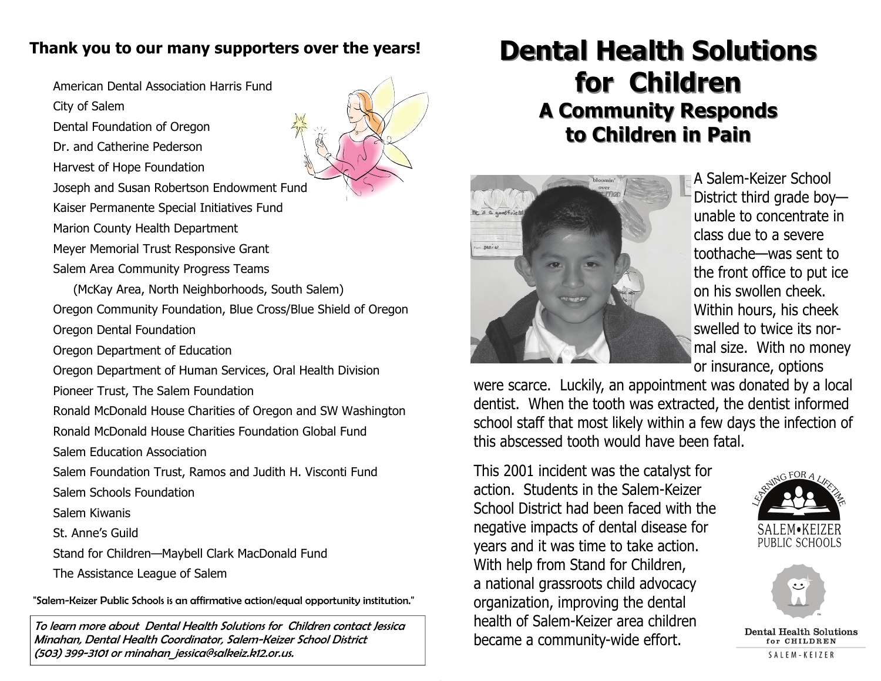**Thank you to our many supporters over the years!**

American Dental Association Harris Fund
City of Salem
Dental Foundation of Oregon
Dr. and Catherine Pederson
Harvest of Hope Foundation
Joseph and Susan Robertson Endowment Fund
Kaiser Permanente Special Initiatives Fund
Marion County Health Department
Meyer Memorial Trust Responsive Grant
Salem Area Community Progress Teams
(McKay Area, North Neighborhoods, South Salem)
Oregon Community Foundation, Blue Cross/Blue Shield of Oregon
Oregon Dental Foundation
Oregon Department of Education
Oregon Department of Human Services, Oral Health Division
Pioneer Trust, The Salem Foundation
Ronald McDonald House Charities of Oregon and SW Washington
Ronald McDonald House Charities Foundation Global Fund
Salem Education Association
Salem Foundation Trust, Ramos and Judith H. Visconti Fund
Salem Schools Foundation
Salem Kiwanis
St. Anne's Guild
Stand for Children—Maybell Clark MacDonald Fund
The Assistance League of Salem

"Salem-Keizer Public Schools is an affirmative action/equal opportunity institution."

*To learn more about Dental Health Solutions for Children contact Jessica Minahan, Dental Health Coordinator, Salem-Keizer School District (503) 399-3101 or minahan_jessica@salkeiz.k12.or.us.*

# Dental Health Solutions for Children

## A Community Responds to Children in Pain

A Salem-Keizer School District third grade boy—unable to concentrate in class due to a severe toothache—was sent to the front office to put ice on his swollen cheek. Within hours, his cheek swelled to twice its normal size. With no money or insurance, options were scarce. Luckily, an appointment was donated by a local dentist. When the tooth was extracted, the dentist informed school staff that most likely within a few days the infection of this abscessed tooth would have been fatal.

This 2001 incident was the catalyst for action. Students in the Salem-Keizer School District had been faced with the negative impacts of dental disease for years and it was time to take action. With help from Stand for Children, a national grassroots child advocacy organization, improving the dental health of Salem-Keizer area children became a community-wide effort.

LEARNING FOR A LIFETIME
SALEM•KEIZER PUBLIC SCHOOLS

Dental Health Solutions for CHILDREN
SALEM-KEIZER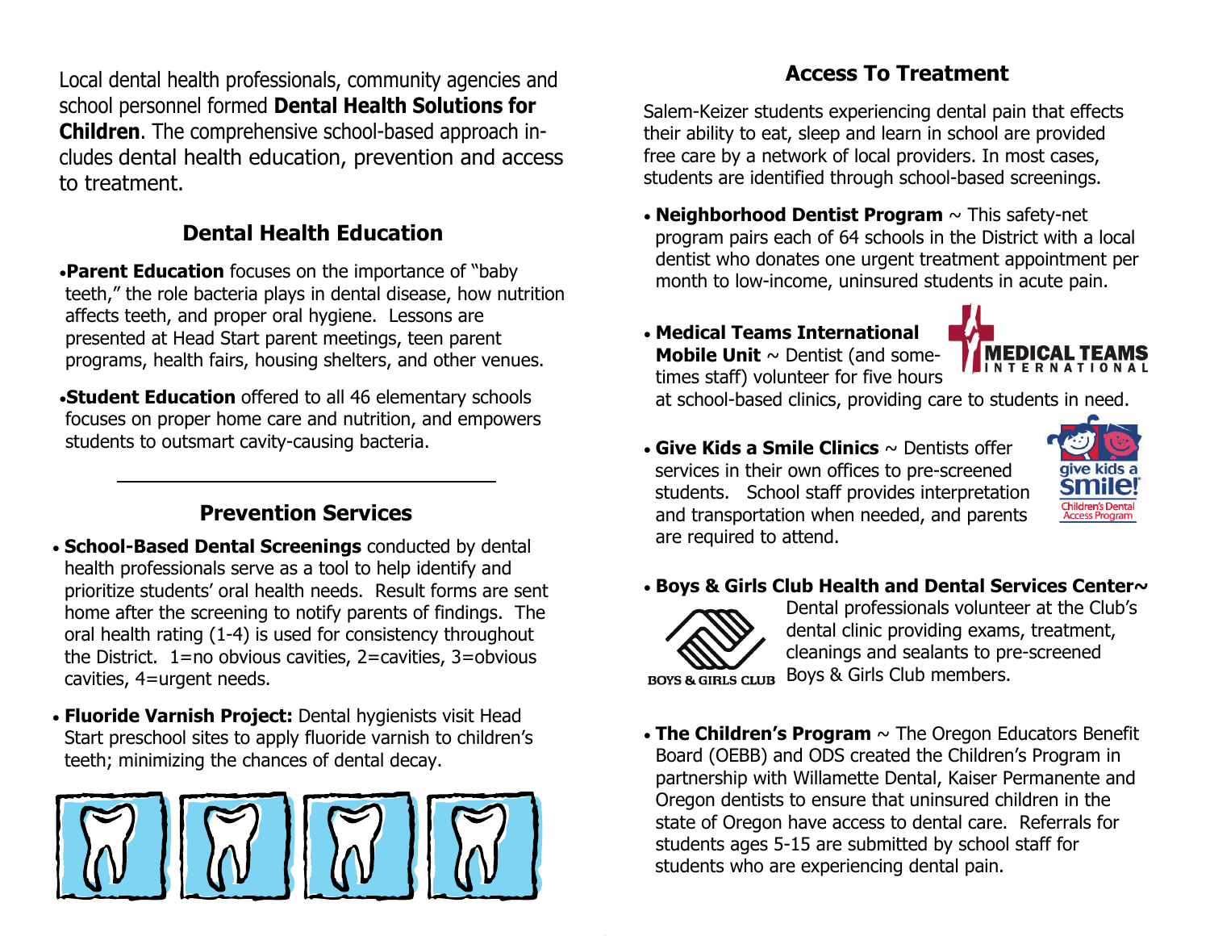Local dental health professionals, community agencies and school personnel formed **Dental Health Solutions for Children**. The comprehensive school-based approach includes dental health education, prevention and access to treatment.

## Dental Health Education

- **Parent Education** focuses on the importance of "baby teeth," the role bacteria plays in dental disease, how nutrition affects teeth, and proper oral hygiene. Lessons are presented at Head Start parent meetings, teen parent programs, health fairs, housing shelters, and other venues.
- **Student Education** offered to all 46 elementary schools focuses on proper home care and nutrition, and empowers students to outsmart cavity-causing bacteria.

## Prevention Services

- **School-Based Dental Screenings** conducted by dental health professionals serve as a tool to help identify and prioritize students' oral health needs. Result forms are sent home after the screening to notify parents of findings. The oral health rating (1-4) is used for consistency throughout the District. 1=no obvious cavities, 2=cavities, 3=obvious cavities, 4=urgent needs.
- **Fluoride Varnish Project:** Dental hygienists visit Head Start preschool sites to apply fluoride varnish to children's teeth; minimizing the chances of dental decay.

## Access To Treatment

Salem-Keizer students experiencing dental pain that effects their ability to eat, sleep and learn in school are provided free care by a network of local providers. In most cases, students are identified through school-based screenings.

- **Neighborhood Dentist Program** ~ This safety-net program pairs each of 64 schools in the District with a local dentist who donates one urgent treatment appointment per month to low-income, uninsured students in acute pain.
- **Medical Teams International Mobile Unit** ~ Dentist (and sometimes staff) volunteer for five hours at school-based clinics, providing care to students in need.
- **Give Kids a Smile Clinics** ~ Dentists offer services in their own offices to pre-screened students. School staff provides interpretation and transportation when needed, and parents are required to attend.
- **Boys & Girls Club Health and Dental Services Center~** Dental professionals volunteer at the Club's dental clinic providing exams, treatment, cleanings and sealants to pre-screened Boys & Girls Club members.
- **The Children's Program** ~ The Oregon Educators Benefit Board (OEBB) and ODS created the Children's Program in partnership with Willamette Dental, Kaiser Permanente and Oregon dentists to ensure that uninsured children in the state of Oregon have access to dental care. Referrals for students ages 5-15 are submitted by school staff for students who are experiencing dental pain.